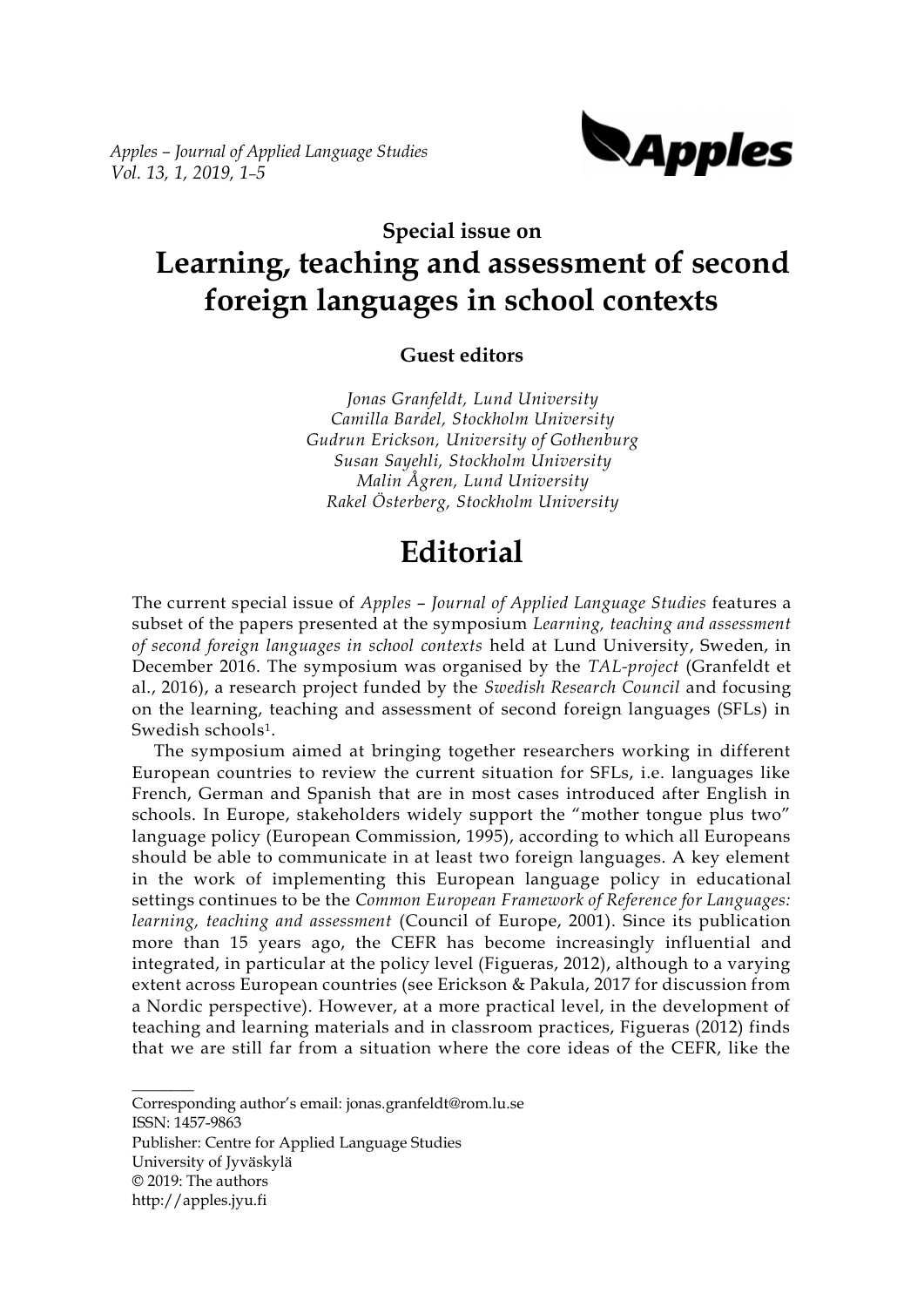## Special issue on

# Learning, teaching and assessment of second foreign languages in school contexts

### Guest editors

*Jonas Granfeldt, Lund University*
*Camilla Bardel, Stockholm University*
*Gudrun Erickson, University of Gothenburg*
*Susan Sayehli, Stockholm University*
*Malin Ågren, Lund University*
*Rakel Österberg, Stockholm University*

# Editorial

The current special issue of *Apples – Journal of Applied Language Studies* features a subset of the papers presented at the symposium *Learning, teaching and assessment of second foreign languages in school contexts* held at Lund University, Sweden, in December 2016. The symposium was organised by the *TAL-project* (Granfeldt et al., 2016), a research project funded by the *Swedish Research Council* and focusing on the learning, teaching and assessment of second foreign languages (SFLs) in Swedish schools[1].

The symposium aimed at bringing together researchers working in different European countries to review the current situation for SFLs, i.e. languages like French, German and Spanish that are in most cases introduced after English in schools. In Europe, stakeholders widely support the "mother tongue plus two" language policy (European Commission, 1995), according to which all Europeans should be able to communicate in at least two foreign languages. A key element in the work of implementing this European language policy in educational settings continues to be the *Common European Framework of Reference for Languages: learning, teaching and assessment* (Council of Europe, 2001). Since its publication more than 15 years ago, the CEFR has become increasingly influential and integrated, in particular at the policy level (Figueras, 2012), although to a varying extent across European countries (see Erickson & Pakula, 2017 for discussion from a Nordic perspective). However, at a more practical level, in the development of teaching and learning materials and in classroom practices, Figueras (2012) finds that we are still far from a situation where the core ideas of the CEFR, like the

---

Corresponding author's email: jonas.granfeldt@rom.lu.se
ISSN: 1457-9863
Publisher: Centre for Applied Language Studies
University of Jyväskylä
© 2019: The authors
http://apples.jyu.fi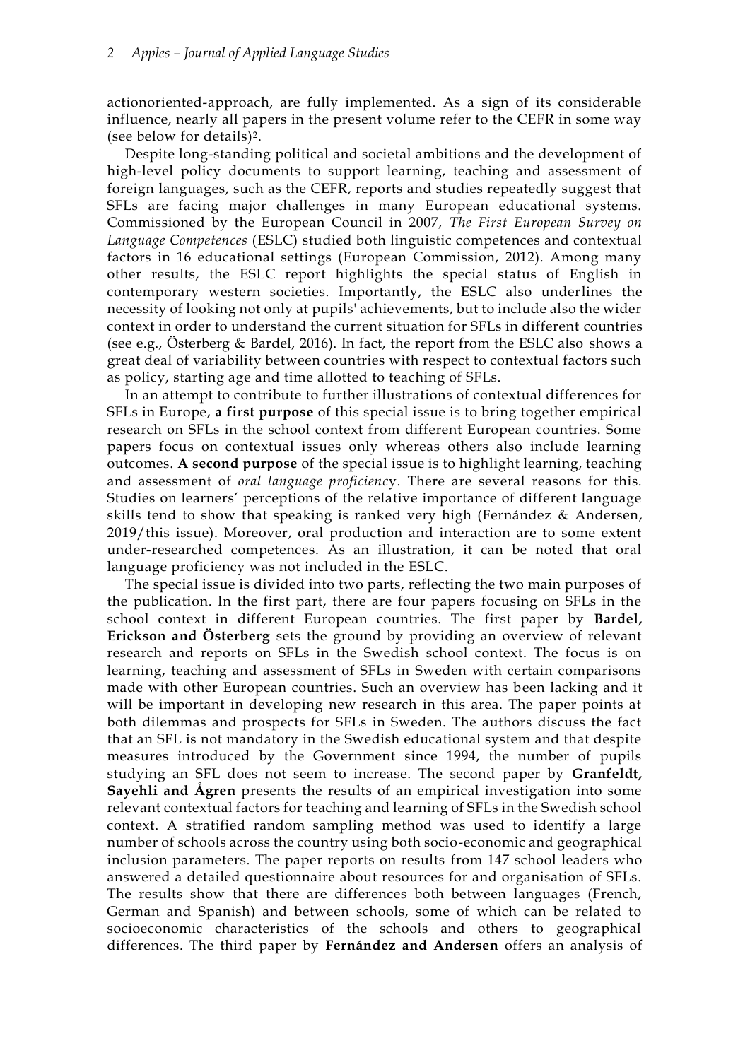actionoriented-approach, are fully implemented. As a sign of its considerable influence, nearly all papers in the present volume refer to the CEFR in some way (see below for details)[2].

Despite long-standing political and societal ambitions and the development of high-level policy documents to support learning, teaching and assessment of foreign languages, such as the CEFR, reports and studies repeatedly suggest that SFLs are facing major challenges in many European educational systems. Commissioned by the European Council in 2007, *The First European Survey on Language Competences* (ESLC) studied both linguistic competences and contextual factors in 16 educational settings (European Commission, 2012). Among many other results, the ESLC report highlights the special status of English in contemporary western societies. Importantly, the ESLC also underlines the necessity of looking not only at pupils' achievements, but to include also the wider context in order to understand the current situation for SFLs in different countries (see e.g., Österberg & Bardel, 2016). In fact, the report from the ESLC also shows a great deal of variability between countries with respect to contextual factors such as policy, starting age and time allotted to teaching of SFLs.

In an attempt to contribute to further illustrations of contextual differences for SFLs in Europe, **a first purpose** of this special issue is to bring together empirical research on SFLs in the school context from different European countries. Some papers focus on contextual issues only whereas others also include learning outcomes. **A second purpose** of the special issue is to highlight learning, teaching and assessment of *oral language proficiency*. There are several reasons for this. Studies on learners' perceptions of the relative importance of different language skills tend to show that speaking is ranked very high (Fernández & Andersen, 2019/this issue). Moreover, oral production and interaction are to some extent under-researched competences. As an illustration, it can be noted that oral language proficiency was not included in the ESLC.

The special issue is divided into two parts, reflecting the two main purposes of the publication. In the first part, there are four papers focusing on SFLs in the school context in different European countries. The first paper by **Bardel, Erickson and Österberg** sets the ground by providing an overview of relevant research and reports on SFLs in the Swedish school context. The focus is on learning, teaching and assessment of SFLs in Sweden with certain comparisons made with other European countries. Such an overview has been lacking and it will be important in developing new research in this area. The paper points at both dilemmas and prospects for SFLs in Sweden. The authors discuss the fact that an SFL is not mandatory in the Swedish educational system and that despite measures introduced by the Government since 1994, the number of pupils studying an SFL does not seem to increase. The second paper by **Granfeldt, Sayehli and Ågren** presents the results of an empirical investigation into some relevant contextual factors for teaching and learning of SFLs in the Swedish school context. A stratified random sampling method was used to identify a large number of schools across the country using both socio-economic and geographical inclusion parameters. The paper reports on results from 147 school leaders who answered a detailed questionnaire about resources for and organisation of SFLs. The results show that there are differences both between languages (French, German and Spanish) and between schools, some of which can be related to socioeconomic characteristics of the schools and others to geographical differences. The third paper by **Fernández and Andersen** offers an analysis of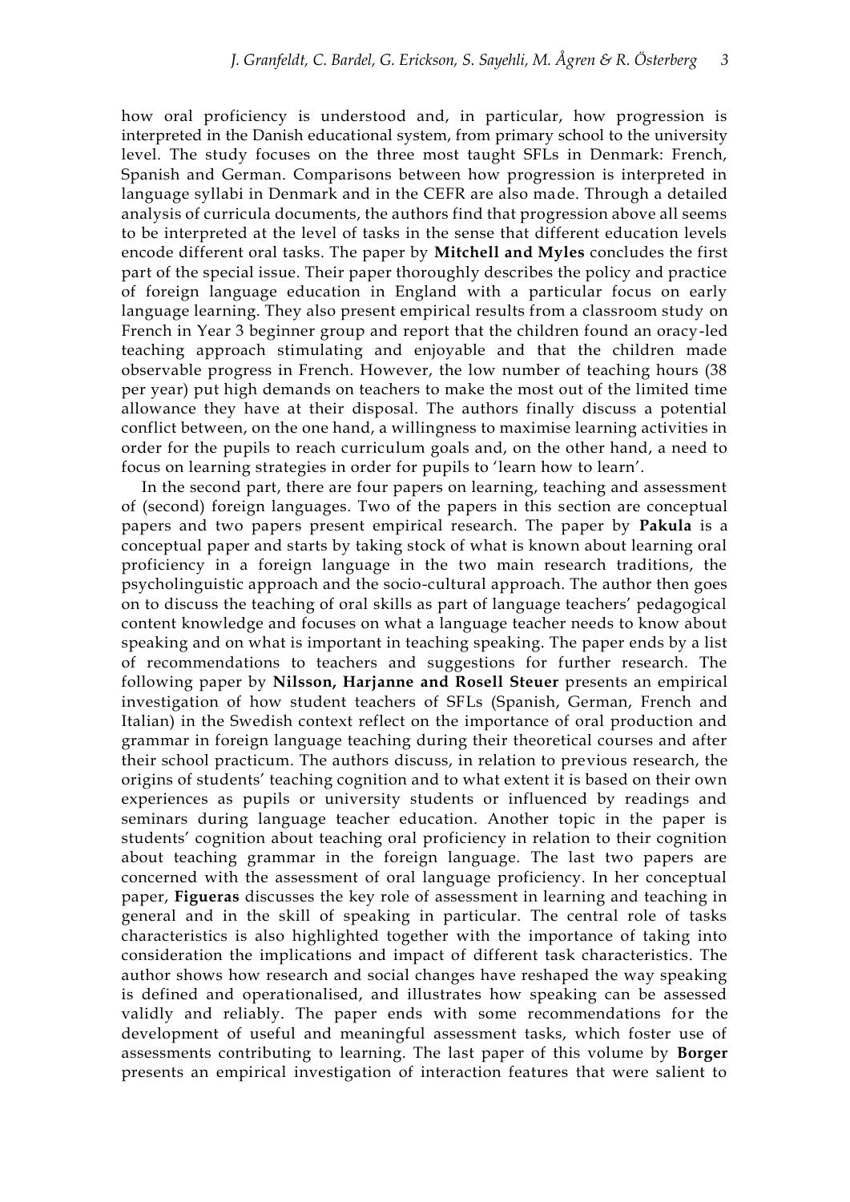how oral proficiency is understood and, in particular, how progression is interpreted in the Danish educational system, from primary school to the university level. The study focuses on the three most taught SFLs in Denmark: French, Spanish and German. Comparisons between how progression is interpreted in language syllabi in Denmark and in the CEFR are also made. Through a detailed analysis of curricula documents, the authors find that progression above all seems to be interpreted at the level of tasks in the sense that different education levels encode different oral tasks. The paper by **Mitchell and Myles** concludes the first part of the special issue. Their paper thoroughly describes the policy and practice of foreign language education in England with a particular focus on early language learning. They also present empirical results from a classroom study on French in Year 3 beginner group and report that the children found an oracy-led teaching approach stimulating and enjoyable and that the children made observable progress in French. However, the low number of teaching hours (38 per year) put high demands on teachers to make the most out of the limited time allowance they have at their disposal. The authors finally discuss a potential conflict between, on the one hand, a willingness to maximise learning activities in order for the pupils to reach curriculum goals and, on the other hand, a need to focus on learning strategies in order for pupils to 'learn how to learn'.

In the second part, there are four papers on learning, teaching and assessment of (second) foreign languages. Two of the papers in this section are conceptual papers and two papers present empirical research. The paper by **Pakula** is a conceptual paper and starts by taking stock of what is known about learning oral proficiency in a foreign language in the two main research traditions, the psycholinguistic approach and the socio-cultural approach. The author then goes on to discuss the teaching of oral skills as part of language teachers' pedagogical content knowledge and focuses on what a language teacher needs to know about speaking and on what is important in teaching speaking. The paper ends by a list of recommendations to teachers and suggestions for further research. The following paper by **Nilsson, Harjanne and Rosell Steuer** presents an empirical investigation of how student teachers of SFLs (Spanish, German, French and Italian) in the Swedish context reflect on the importance of oral production and grammar in foreign language teaching during their theoretical courses and after their school practicum. The authors discuss, in relation to previous research, the origins of students' teaching cognition and to what extent it is based on their own experiences as pupils or university students or influenced by readings and seminars during language teacher education. Another topic in the paper is students' cognition about teaching oral proficiency in relation to their cognition about teaching grammar in the foreign language. The last two papers are concerned with the assessment of oral language proficiency. In her conceptual paper, **Figueras** discusses the key role of assessment in learning and teaching in general and in the skill of speaking in particular. The central role of tasks characteristics is also highlighted together with the importance of taking into consideration the implications and impact of different task characteristics. The author shows how research and social changes have reshaped the way speaking is defined and operationalised, and illustrates how speaking can be assessed validly and reliably. The paper ends with some recommendations for the development of useful and meaningful assessment tasks, which foster use of assessments contributing to learning. The last paper of this volume by **Borger** presents an empirical investigation of interaction features that were salient to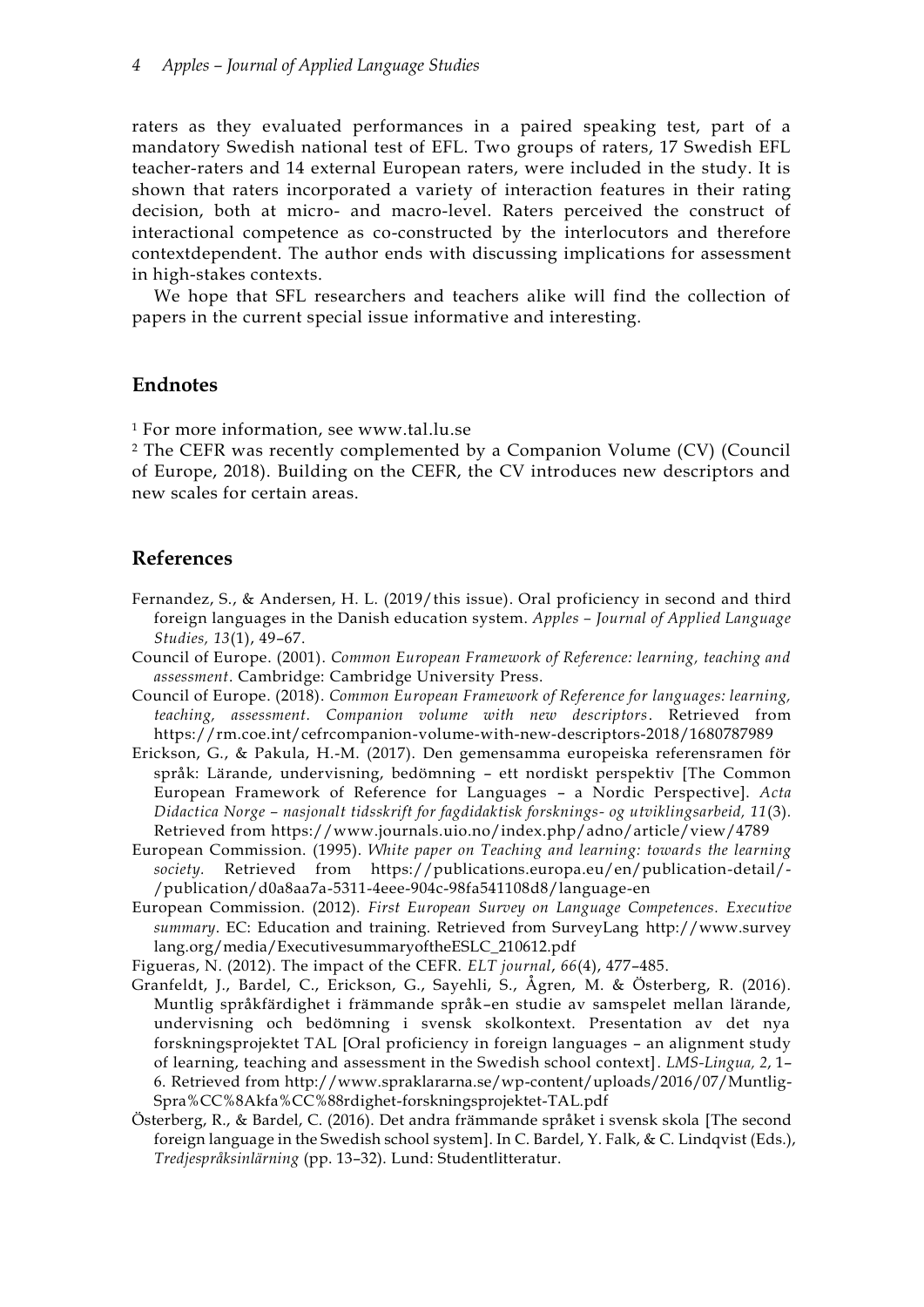raters as they evaluated performances in a paired speaking test, part of a mandatory Swedish national test of EFL. Two groups of raters, 17 Swedish EFL teacher-raters and 14 external European raters, were included in the study. It is shown that raters incorporated a variety of interaction features in their rating decision, both at micro- and macro-level. Raters perceived the construct of interactional competence as co-constructed by the interlocutors and therefore contextdependent. The author ends with discussing implications for assessment in high-stakes contexts.

We hope that SFL researchers and teachers alike will find the collection of papers in the current special issue informative and interesting.

## Endnotes

[1] For more information, see www.tal.lu.se

[2] The CEFR was recently complemented by a Companion Volume (CV) (Council of Europe, 2018). Building on the CEFR, the CV introduces new descriptors and new scales for certain areas.

## References

Fernandez, S., & Andersen, H. L. (2019/this issue). Oral proficiency in second and third foreign languages in the Danish education system. *Apples – Journal of Applied Language Studies, 13*(1), 49–67.

Council of Europe. (2001). *Common European Framework of Reference: learning, teaching and assessment*. Cambridge: Cambridge University Press.

Council of Europe. (2018). *Common European Framework of Reference for languages: learning, teaching, assessment. Companion volume with new descriptors*. Retrieved from https://rm.coe.int/cefrcompanion-volume-with-new-descriptors-2018/1680787989

Erickson, G., & Pakula, H.-M. (2017). Den gemensamma europeiska referensramen för språk: Lärande, undervisning, bedömning – ett nordiskt perspektiv [The Common European Framework of Reference for Languages – a Nordic Perspective]. *Acta Didactica Norge – nasjonalt tidsskrift for fagdidaktisk forsknings- og utviklingsarbeid, 11*(3). Retrieved from https://www.journals.uio.no/index.php/adno/article/view/4789

European Commission. (1995). *White paper on Teaching and learning: towards the learning society.* Retrieved from https://publications.europa.eu/en/publication-detail/-/publication/d0a8aa7a-5311-4eee-904c-98fa541108d8/language-en

European Commission. (2012). *First European Survey on Language Competences. Executive summary*. EC: Education and training. Retrieved from SurveyLang http://www.surveylang.org/media/ExecutivesummaryoftheESLC_210612.pdf

Figueras, N. (2012). The impact of the CEFR. *ELT journal*, *66*(4), 477–485.

Granfeldt, J., Bardel, C., Erickson, G., Sayehli, S., Ågren, M. & Österberg, R. (2016). Muntlig språkfärdighet i främmande språk–en studie av samspelet mellan lärande, undervisning och bedömning i svensk skolkontext. Presentation av det nya forskningsprojektet TAL [Oral proficiency in foreign languages – an alignment study of learning, teaching and assessment in the Swedish school context]. *LMS-Lingua, 2*, 1–6. Retrieved from http://www.spraklararna.se/wp-content/uploads/2016/07/Muntlig-Spra%CC%8Akfa%CC%88rdighet-forskningsprojektet-TAL.pdf

Österberg, R., & Bardel, C. (2016). Det andra främmande språket i svensk skola [The second foreign language in the Swedish school system]. In C. Bardel, Y. Falk, & C. Lindqvist (Eds.), *Tredjespråksinlärning* (pp. 13–32). Lund: Studentlitteratur.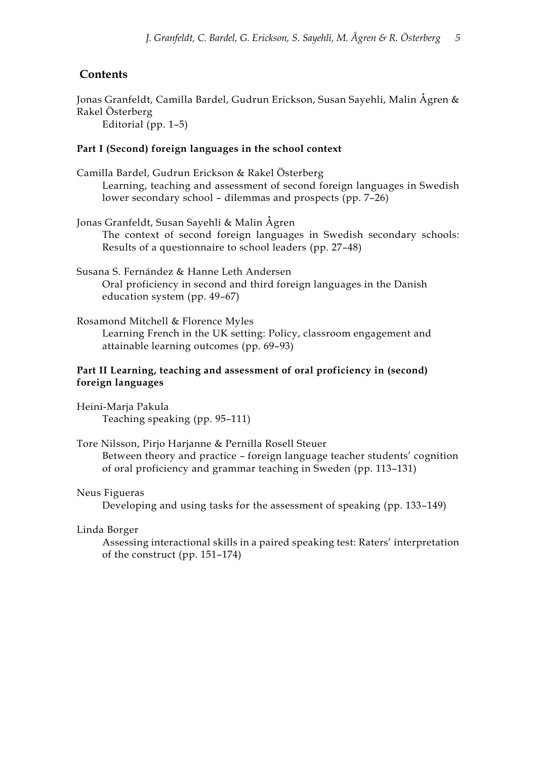## Contents

Jonas Granfeldt, Camilla Bardel, Gudrun Erickson, Susan Sayehli, Malin Ågren & Rakel Österberg
Editorial (pp. 1–5)

### Part I (Second) foreign languages in the school context

Camilla Bardel, Gudrun Erickson & Rakel Österberg
Learning, teaching and assessment of second foreign languages in Swedish lower secondary school – dilemmas and prospects (pp. 7–26)

Jonas Granfeldt, Susan Sayehli & Malin Ågren
The context of second foreign languages in Swedish secondary schools: Results of a questionnaire to school leaders (pp. 27–48)

Susana S. Fernández & Hanne Leth Andersen
Oral proficiency in second and third foreign languages in the Danish education system (pp. 49–67)

Rosamond Mitchell & Florence Myles
Learning French in the UK setting: Policy, classroom engagement and attainable learning outcomes (pp. 69–93)

### Part II Learning, teaching and assessment of oral proficiency in (second) foreign languages

Heini-Marja Pakula
Teaching speaking (pp. 95–111)

Tore Nilsson, Pirjo Harjanne & Pernilla Rosell Steuer
Between theory and practice – foreign language teacher students' cognition of oral proficiency and grammar teaching in Sweden (pp. 113–131)

Neus Figueras
Developing and using tasks for the assessment of speaking (pp. 133–149)

Linda Borger
Assessing interactional skills in a paired speaking test: Raters' interpretation of the construct (pp. 151–174)